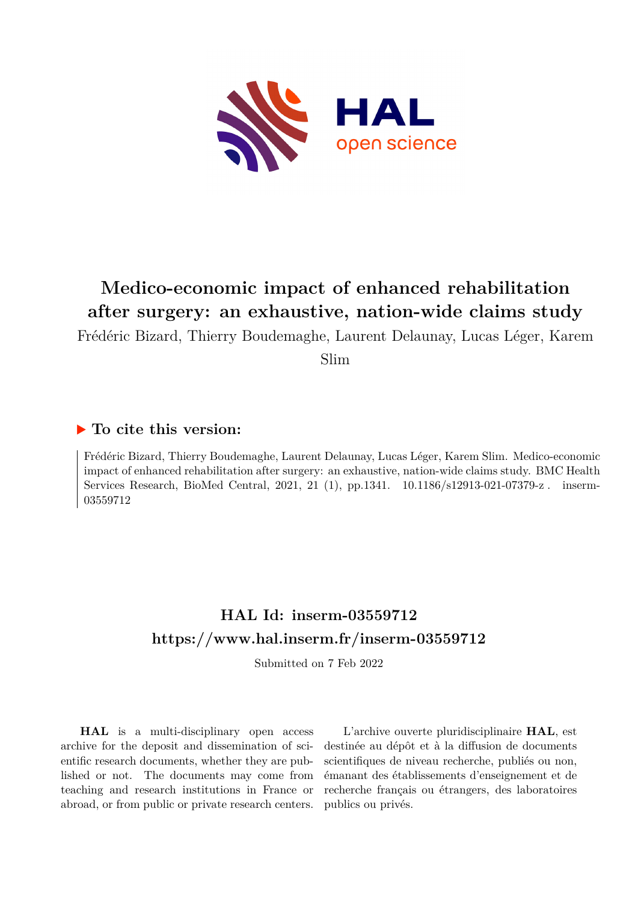# Medico-economic impact of enhanced rehabilitation after surgery: an exhaustive, nation-wide claims study

Frédéric Bizard, Thierry Boudemaghe, Laurent Delaunay, Lucas Léger, Karem Slim

## ▶ To cite this version:

Frédéric Bizard, Thierry Boudemaghe, Laurent Delaunay, Lucas Léger, Karem Slim. Medico-economic impact of enhanced rehabilitation after surgery: an exhaustive, nation-wide claims study. BMC Health Services Research, BioMed Central, 2021, 21 (1), pp.1341. 10.1186/s12913-021-07379-z . inserm-03559712

## HAL Id: inserm-03559712
## https://www.hal.inserm.fr/inserm-03559712

Submitted on 7 Feb 2022

**HAL** is a multi-disciplinary open access archive for the deposit and dissemination of scientific research documents, whether they are published or not. The documents may come from teaching and research institutions in France or abroad, or from public or private research centers.

L'archive ouverte pluridisciplinaire **HAL**, est destinée au dépôt et à la diffusion de documents scientifiques de niveau recherche, publiés ou non, émanant des établissements d'enseignement et de recherche français ou étrangers, des laboratoires publics ou privés.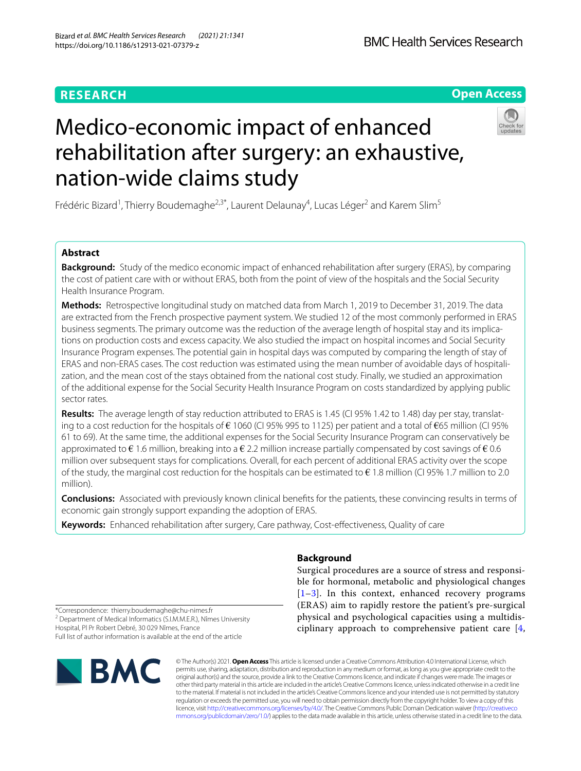# Medico-economic impact of enhanced rehabilitation after surgery: an exhaustive, nation-wide claims study

Frédéric Bizard[1], Thierry Boudemaghe[2,3*], Laurent Delaunay[4], Lucas Léger[2] and Karem Slim[5]

## Abstract

**Background:** Study of the medico economic impact of enhanced rehabilitation after surgery (ERAS), by comparing the cost of patient care with or without ERAS, both from the point of view of the hospitals and the Social Security Health Insurance Program.

**Methods:** Retrospective longitudinal study on matched data from March 1, 2019 to December 31, 2019. The data are extracted from the French prospective payment system. We studied 12 of the most commonly performed in ERAS business segments. The primary outcome was the reduction of the average length of hospital stay and its implications on production costs and excess capacity. We also studied the impact on hospital incomes and Social Security Insurance Program expenses. The potential gain in hospital days was computed by comparing the length of stay of ERAS and non-ERAS cases. The cost reduction was estimated using the mean number of avoidable days of hospitalization, and the mean cost of the stays obtained from the national cost study. Finally, we studied an approximation of the additional expense for the Social Security Health Insurance Program on costs standardized by applying public sector rates.

**Results:** The average length of stay reduction attributed to ERAS is 1.45 (CI 95% 1.42 to 1.48) day per stay, translating to a cost reduction for the hospitals of € 1060 (CI 95% 995 to 1125) per patient and a total of €65 million (CI 95% 61 to 69). At the same time, the additional expenses for the Social Security Insurance Program can conservatively be approximated to € 1.6 million, breaking into a € 2.2 million increase partially compensated by cost savings of € 0.6 million over subsequent stays for complications. Overall, for each percent of additional ERAS activity over the scope of the study, the marginal cost reduction for the hospitals can be estimated to € 1.8 million (CI 95% 1.7 million to 2.0 million).

**Conclusions:** Associated with previously known clinical benefits for the patients, these convincing results in terms of economic gain strongly support expanding the adoption of ERAS.

**Keywords:** Enhanced rehabilitation after surgery, Care pathway, Cost-effectiveness, Quality of care

## Background

Surgical procedures are a source of stress and responsible for hormonal, metabolic and physiological changes [1–3]. In this context, enhanced recovery programs (ERAS) aim to rapidly restore the patient's pre-surgical physical and psychological capacities using a multidisciplinary approach to comprehensive patient care [4,

*Correspondence: thierry.boudemaghe@chu-nimes.fr
[2] Department of Medical Informatics (S.I.M.M.E.R.), Nîmes University Hospital, Pl Pr Robert Debré, 30 029 Nîmes, France
Full list of author information is available at the end of the article

© The Author(s) 2021. **Open Access** This article is licensed under a Creative Commons Attribution 4.0 International License, which permits use, sharing, adaptation, distribution and reproduction in any medium or format, as long as you give appropriate credit to the original author(s) and the source, provide a link to the Creative Commons licence, and indicate if changes were made. The images or other third party material in this article are included in the article's Creative Commons licence, unless indicated otherwise in a credit line to the material. If material is not included in the article's Creative Commons licence and your intended use is not permitted by statutory regulation or exceeds the permitted use, you will need to obtain permission directly from the copyright holder. To view a copy of this licence, visit http://creativecommons.org/licenses/by/4.0/. The Creative Commons Public Domain Dedication waiver (http://creativecommons.org/publicdomain/zero/1.0/) applies to the data made available in this article, unless otherwise stated in a credit line to the data.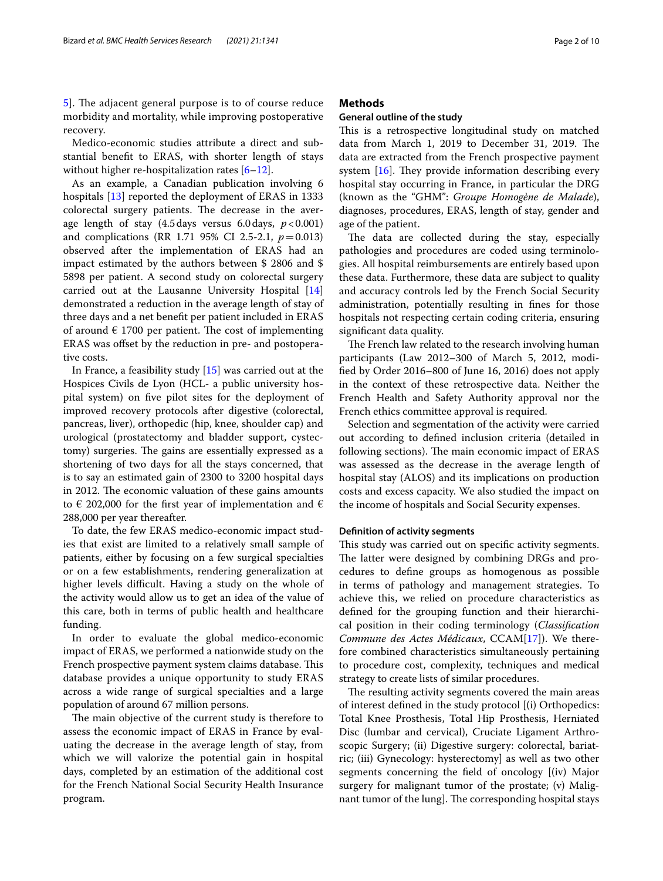5]. The adjacent general purpose is to of course reduce morbidity and mortality, while improving postoperative recovery.

Medico-economic studies attribute a direct and substantial benefit to ERAS, with shorter length of stays without higher re-hospitalization rates [6–12].

As an example, a Canadian publication involving 6 hospitals [13] reported the deployment of ERAS in 1333 colorectal surgery patients. The decrease in the average length of stay (4.5 days versus 6.0 days, $p < 0.001$) and complications (RR 1.71 95% CI 2.5-2.1, $p = 0.013$) observed after the implementation of ERAS had an impact estimated by the authors between $ 2806 and $ 5898 per patient. A second study on colorectal surgery carried out at the Lausanne University Hospital [14] demonstrated a reduction in the average length of stay of three days and a net benefit per patient included in ERAS of around € 1700 per patient. The cost of implementing ERAS was offset by the reduction in pre- and postoperative costs.

In France, a feasibility study [15] was carried out at the Hospices Civils de Lyon (HCL- a public university hospital system) on five pilot sites for the deployment of improved recovery protocols after digestive (colorectal, pancreas, liver), orthopedic (hip, knee, shoulder cap) and urological (prostatectomy and bladder support, cystectomy) surgeries. The gains are essentially expressed as a shortening of two days for all the stays concerned, that is to say an estimated gain of 2300 to 3200 hospital days in 2012. The economic valuation of these gains amounts to € 202,000 for the first year of implementation and € 288,000 per year thereafter.

To date, the few ERAS medico-economic impact studies that exist are limited to a relatively small sample of patients, either by focusing on a few surgical specialties or on a few establishments, rendering generalization at higher levels difficult. Having a study on the whole of the activity would allow us to get an idea of the value of this care, both in terms of public health and healthcare funding.

In order to evaluate the global medico-economic impact of ERAS, we performed a nationwide study on the French prospective payment system claims database. This database provides a unique opportunity to study ERAS across a wide range of surgical specialties and a large population of around 67 million persons.

The main objective of the current study is therefore to assess the economic impact of ERAS in France by evaluating the decrease in the average length of stay, from which we will valorize the potential gain in hospital days, completed by an estimation of the additional cost for the French National Social Security Health Insurance program.

## Methods

### General outline of the study

This is a retrospective longitudinal study on matched data from March 1, 2019 to December 31, 2019. The data are extracted from the French prospective payment system [16]. They provide information describing every hospital stay occurring in France, in particular the DRG (known as the "GHM": *Groupe Homogène de Malade*), diagnoses, procedures, ERAS, length of stay, gender and age of the patient.

The data are collected during the stay, especially pathologies and procedures are coded using terminologies. All hospital reimbursements are entirely based upon these data. Furthermore, these data are subject to quality and accuracy controls led by the French Social Security administration, potentially resulting in fines for those hospitals not respecting certain coding criteria, ensuring significant data quality.

The French law related to the research involving human participants (Law 2012–300 of March 5, 2012, modified by Order 2016–800 of June 16, 2016) does not apply in the context of these retrospective data. Neither the French Health and Safety Authority approval nor the French ethics committee approval is required.

Selection and segmentation of the activity were carried out according to defined inclusion criteria (detailed in following sections). The main economic impact of ERAS was assessed as the decrease in the average length of hospital stay (ALOS) and its implications on production costs and excess capacity. We also studied the impact on the income of hospitals and Social Security expenses.

### Definition of activity segments

This study was carried out on specific activity segments. The latter were designed by combining DRGs and procedures to define groups as homogenous as possible in terms of pathology and management strategies. To achieve this, we relied on procedure characteristics as defined for the grouping function and their hierarchical position in their coding terminology (*Classification Commune des Actes Médicaux*, CCAM[17]). We therefore combined characteristics simultaneously pertaining to procedure cost, complexity, techniques and medical strategy to create lists of similar procedures.

The resulting activity segments covered the main areas of interest defined in the study protocol [(i) Orthopedics: Total Knee Prosthesis, Total Hip Prosthesis, Herniated Disc (lumbar and cervical), Cruciate Ligament Arthroscopic Surgery; (ii) Digestive surgery: colorectal, bariatric; (iii) Gynecology: hysterectomy] as well as two other segments concerning the field of oncology [(iv) Major surgery for malignant tumor of the prostate; (v) Malignant tumor of the lung]. The corresponding hospital stays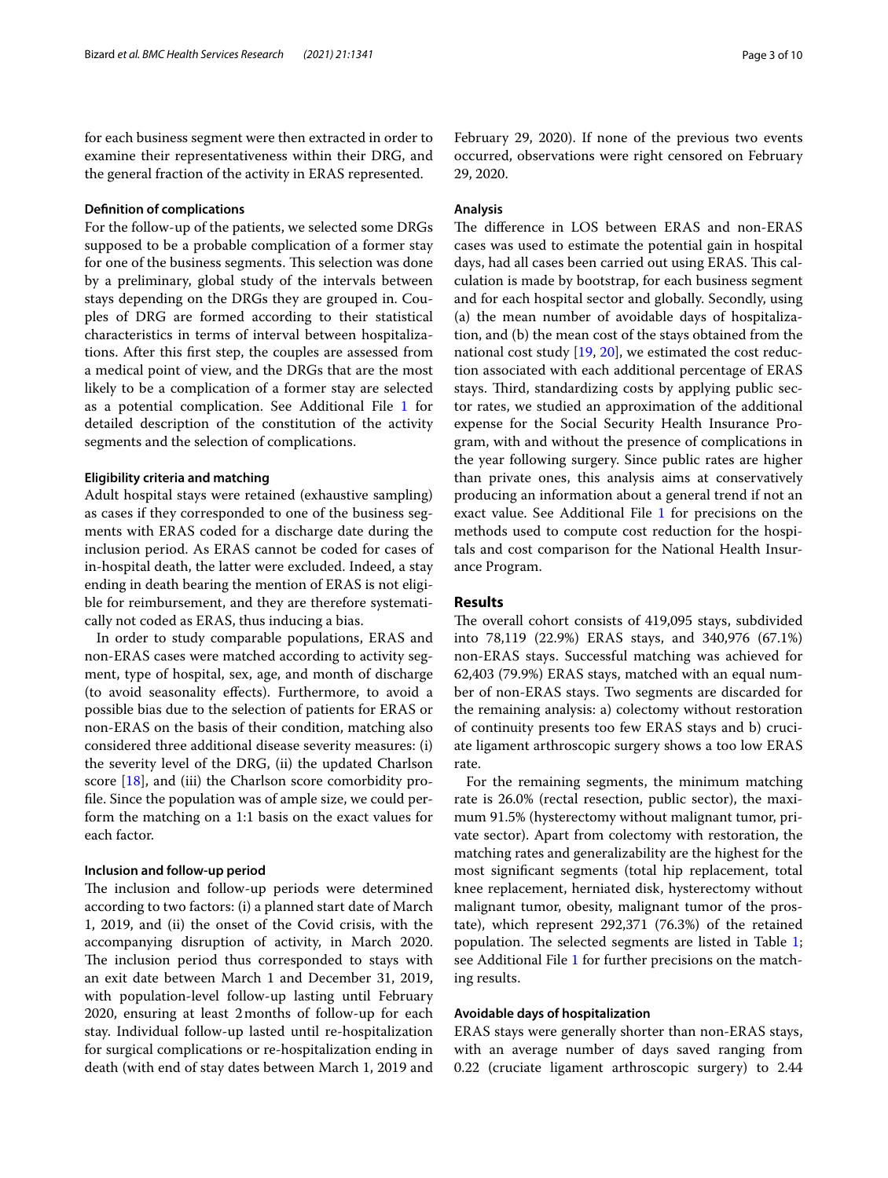for each business segment were then extracted in order to examine their representativeness within their DRG, and the general fraction of the activity in ERAS represented.

#### Definition of complications

For the follow-up of the patients, we selected some DRGs supposed to be a probable complication of a former stay for one of the business segments. This selection was done by a preliminary, global study of the intervals between stays depending on the DRGs they are grouped in. Couples of DRG are formed according to their statistical characteristics in terms of interval between hospitalizations. After this first step, the couples are assessed from a medical point of view, and the DRGs that are the most likely to be a complication of a former stay are selected as a potential complication. See Additional File 1 for detailed description of the constitution of the activity segments and the selection of complications.

#### Eligibility criteria and matching

Adult hospital stays were retained (exhaustive sampling) as cases if they corresponded to one of the business segments with ERAS coded for a discharge date during the inclusion period. As ERAS cannot be coded for cases of in-hospital death, the latter were excluded. Indeed, a stay ending in death bearing the mention of ERAS is not eligible for reimbursement, and they are therefore systematically not coded as ERAS, thus inducing a bias.

In order to study comparable populations, ERAS and non-ERAS cases were matched according to activity segment, type of hospital, sex, age, and month of discharge (to avoid seasonality effects). Furthermore, to avoid a possible bias due to the selection of patients for ERAS or non-ERAS on the basis of their condition, matching also considered three additional disease severity measures: (i) the severity level of the DRG, (ii) the updated Charlson score [18], and (iii) the Charlson score comorbidity profile. Since the population was of ample size, we could perform the matching on a 1:1 basis on the exact values for each factor.

#### Inclusion and follow-up period

The inclusion and follow-up periods were determined according to two factors: (i) a planned start date of March 1, 2019, and (ii) the onset of the Covid crisis, with the accompanying disruption of activity, in March 2020. The inclusion period thus corresponded to stays with an exit date between March 1 and December 31, 2019, with population-level follow-up lasting until February 2020, ensuring at least 2 months of follow-up for each stay. Individual follow-up lasted until re-hospitalization for surgical complications or re-hospitalization ending in death (with end of stay dates between March 1, 2019 and February 29, 2020). If none of the previous two events occurred, observations were right censored on February 29, 2020.

#### Analysis

The difference in LOS between ERAS and non-ERAS cases was used to estimate the potential gain in hospital days, had all cases been carried out using ERAS. This calculation is made by bootstrap, for each business segment and for each hospital sector and globally. Secondly, using (a) the mean number of avoidable days of hospitalization, and (b) the mean cost of the stays obtained from the national cost study [19, 20], we estimated the cost reduction associated with each additional percentage of ERAS stays. Third, standardizing costs by applying public sector rates, we studied an approximation of the additional expense for the Social Security Health Insurance Program, with and without the presence of complications in the year following surgery. Since public rates are higher than private ones, this analysis aims at conservatively producing an information about a general trend if not an exact value. See Additional File 1 for precisions on the methods used to compute cost reduction for the hospitals and cost comparison for the National Health Insurance Program.

## Results

The overall cohort consists of 419,095 stays, subdivided into 78,119 (22.9%) ERAS stays, and 340,976 (67.1%) non-ERAS stays. Successful matching was achieved for 62,403 (79.9%) ERAS stays, matched with an equal number of non-ERAS stays. Two segments are discarded for the remaining analysis: a) colectomy without restoration of continuity presents too few ERAS stays and b) cruciate ligament arthroscopic surgery shows a too low ERAS rate.

For the remaining segments, the minimum matching rate is 26.0% (rectal resection, public sector), the maximum 91.5% (hysterectomy without malignant tumor, private sector). Apart from colectomy with restoration, the matching rates and generalizability are the highest for the most significant segments (total hip replacement, total knee replacement, herniated disk, hysterectomy without malignant tumor, obesity, malignant tumor of the prostate), which represent 292,371 (76.3%) of the retained population. The selected segments are listed in Table 1; see Additional File 1 for further precisions on the matching results.

#### Avoidable days of hospitalization

ERAS stays were generally shorter than non-ERAS stays, with an average number of days saved ranging from 0.22 (cruciate ligament arthroscopic surgery) to 2.44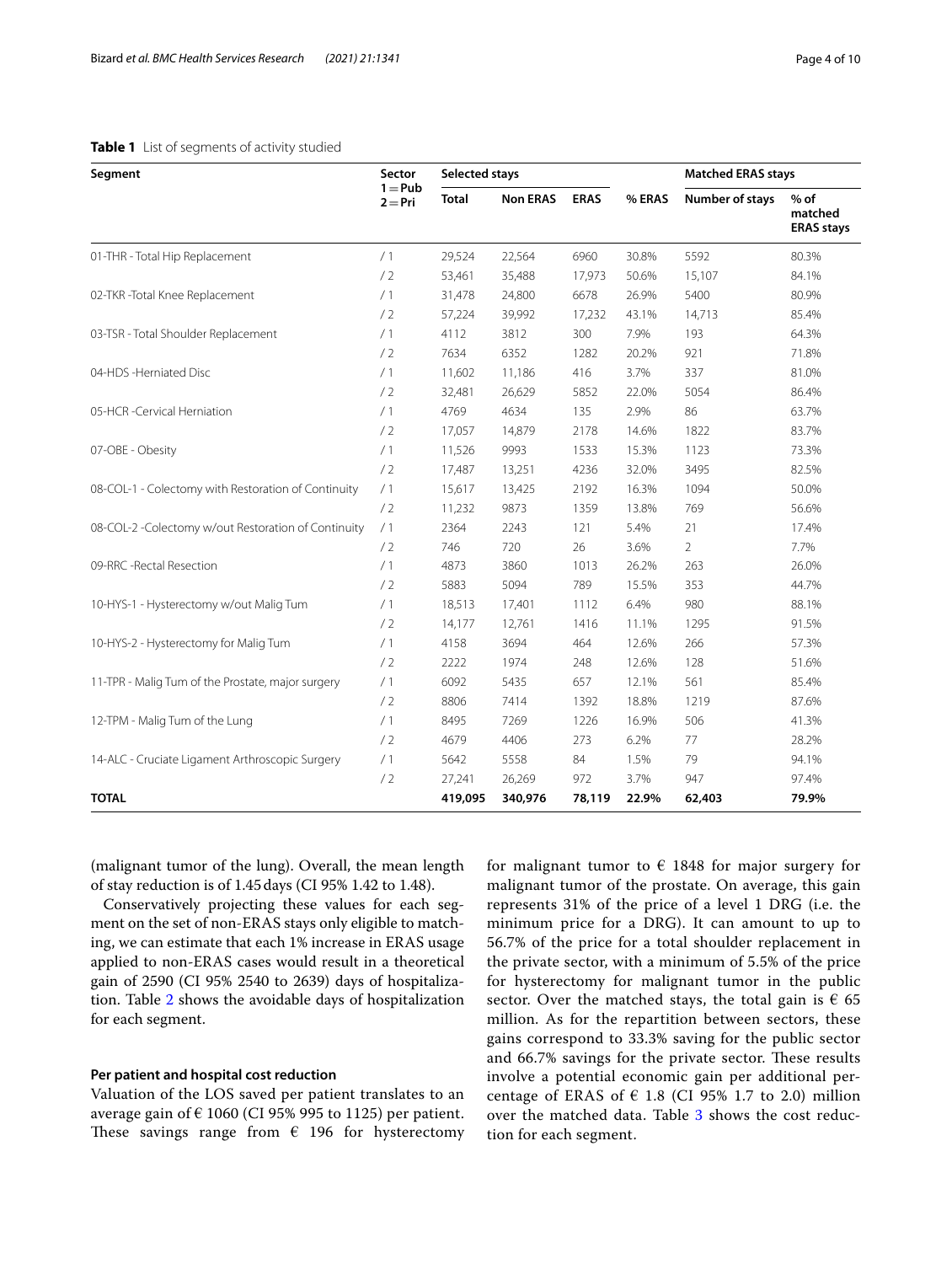**Table 1** List of segments of activity studied

| Segment | Sector 1 = Pub 2 = Pri | Selected stays | | | | Matched ERAS stays | |
|---|---|---|---|---|---|---|---|
| | | Total | Non ERAS | ERAS | % ERAS | Number of stays | % of matched ERAS stays |
| 01-THR - Total Hip Replacement | / 1 | 29,524 | 22,564 | 6960 | 30.8% | 5592 | 80.3% |
| | / 2 | 53,461 | 35,488 | 17,973 | 50.6% | 15,107 | 84.1% |
| 02-TKR -Total Knee Replacement | / 1 | 31,478 | 24,800 | 6678 | 26.9% | 5400 | 80.9% |
| | / 2 | 57,224 | 39,992 | 17,232 | 43.1% | 14,713 | 85.4% |
| 03-TSR - Total Shoulder Replacement | / 1 | 4112 | 3812 | 300 | 7.9% | 193 | 64.3% |
| | / 2 | 7634 | 6352 | 1282 | 20.2% | 921 | 71.8% |
| 04-HDS -Herniated Disc | / 1 | 11,602 | 11,186 | 416 | 3.7% | 337 | 81.0% |
| | / 2 | 32,481 | 26,629 | 5852 | 22.0% | 5054 | 86.4% |
| 05-HCR -Cervical Herniation | / 1 | 4769 | 4634 | 135 | 2.9% | 86 | 63.7% |
| | / 2 | 17,057 | 14,879 | 2178 | 14.6% | 1822 | 83.7% |
| 07-OBE - Obesity | / 1 | 11,526 | 9993 | 1533 | 15.3% | 1123 | 73.3% |
| | / 2 | 17,487 | 13,251 | 4236 | 32.0% | 3495 | 82.5% |
| 08-COL-1 - Colectomy with Restoration of Continuity | / 1 | 15,617 | 13,425 | 2192 | 16.3% | 1094 | 50.0% |
| | / 2 | 11,232 | 9873 | 1359 | 13.8% | 769 | 56.6% |
| 08-COL-2 -Colectomy w/out Restoration of Continuity | / 1 | 2364 | 2243 | 121 | 5.4% | 21 | 17.4% |
| | / 2 | 746 | 720 | 26 | 3.6% | 2 | 7.7% |
| 09-RRC -Rectal Resection | / 1 | 4873 | 3860 | 1013 | 26.2% | 263 | 26.0% |
| | / 2 | 5883 | 5094 | 789 | 15.5% | 353 | 44.7% |
| 10-HYS-1 - Hysterectomy w/out Malig Tum | / 1 | 18,513 | 17,401 | 1112 | 6.4% | 980 | 88.1% |
| | / 2 | 14,177 | 12,761 | 1416 | 11.1% | 1295 | 91.5% |
| 10-HYS-2 - Hysterectomy for Malig Tum | / 1 | 4158 | 3694 | 464 | 12.6% | 266 | 57.3% |
| | / 2 | 2222 | 1974 | 248 | 12.6% | 128 | 51.6% |
| 11-TPR - Malig Tum of the Prostate, major surgery | / 1 | 6092 | 5435 | 657 | 12.1% | 561 | 85.4% |
| | / 2 | 8806 | 7414 | 1392 | 18.8% | 1219 | 87.6% |
| 12-TPM - Malig Tum of the Lung | / 1 | 8495 | 7269 | 1226 | 16.9% | 506 | 41.3% |
| | / 2 | 4679 | 4406 | 273 | 6.2% | 77 | 28.2% |
| 14-ALC - Cruciate Ligament Arthroscopic Surgery | / 1 | 5642 | 5558 | 84 | 1.5% | 79 | 94.1% |
| | / 2 | 27,241 | 26,269 | 972 | 3.7% | 947 | 97.4% |
| **TOTAL** | | **419,095** | **340,976** | **78,119** | **22.9%** | **62,403** | **79.9%** |

(malignant tumor of the lung). Overall, the mean length of stay reduction is of 1.45 days (CI 95% 1.42 to 1.48).

Conservatively projecting these values for each segment on the set of non-ERAS stays only eligible to matching, we can estimate that each 1% increase in ERAS usage applied to non-ERAS cases would result in a theoretical gain of 2590 (CI 95% 2540 to 2639) days of hospitalization. Table 2 shows the avoidable days of hospitalization for each segment.

### Per patient and hospital cost reduction

Valuation of the LOS saved per patient translates to an average gain of € 1060 (CI 95% 995 to 1125) per patient. These savings range from € 196 for hysterectomy for malignant tumor to € 1848 for major surgery for malignant tumor of the prostate. On average, this gain represents 31% of the price of a level 1 DRG (i.e. the minimum price for a DRG). It can amount to up to 56.7% of the price for a total shoulder replacement in the private sector, with a minimum of 5.5% of the price for hysterectomy for malignant tumor in the public sector. Over the matched stays, the total gain is € 65 million. As for the repartition between sectors, these gains correspond to 33.3% saving for the public sector and 66.7% savings for the private sector. These results involve a potential economic gain per additional percentage of ERAS of € 1.8 (CI 95% 1.7 to 2.0) million over the matched data. Table 3 shows the cost reduction for each segment.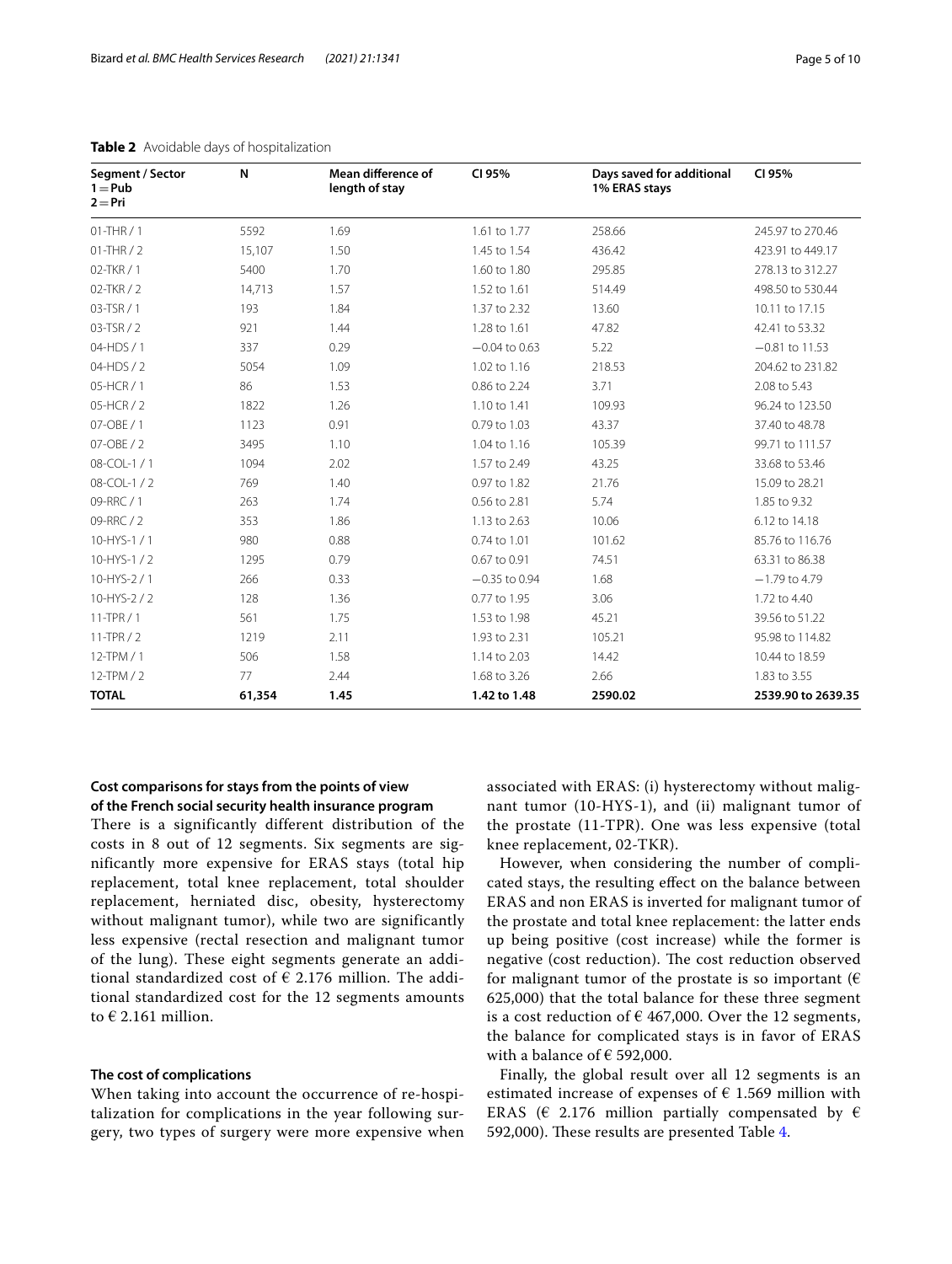**Table 2** Avoidable days of hospitalization

| Segment / Sector 1 = Pub 2 = Pri | N | Mean difference of length of stay | CI 95% | Days saved for additional 1% ERAS stays | CI 95% |
|---|---|---|---|---|---|
| 01-THR / 1 | 5592 | 1.69 | 1.61 to 1.77 | 258.66 | 245.97 to 270.46 |
| 01-THR / 2 | 15,107 | 1.50 | 1.45 to 1.54 | 436.42 | 423.91 to 449.17 |
| 02-TKR / 1 | 5400 | 1.70 | 1.60 to 1.80 | 295.85 | 278.13 to 312.27 |
| 02-TKR / 2 | 14,713 | 1.57 | 1.52 to 1.61 | 514.49 | 498.50 to 530.44 |
| 03-TSR / 1 | 193 | 1.84 | 1.37 to 2.32 | 13.60 | 10.11 to 17.15 |
| 03-TSR / 2 | 921 | 1.44 | 1.28 to 1.61 | 47.82 | 42.41 to 53.32 |
| 04-HDS / 1 | 337 | 0.29 | −0.04 to 0.63 | 5.22 | −0.81 to 11.53 |
| 04-HDS / 2 | 5054 | 1.09 | 1.02 to 1.16 | 218.53 | 204.62 to 231.82 |
| 05-HCR / 1 | 86 | 1.53 | 0.86 to 2.24 | 3.71 | 2.08 to 5.43 |
| 05-HCR / 2 | 1822 | 1.26 | 1.10 to 1.41 | 109.93 | 96.24 to 123.50 |
| 07-OBE / 1 | 1123 | 0.91 | 0.79 to 1.03 | 43.37 | 37.40 to 48.78 |
| 07-OBE / 2 | 3495 | 1.10 | 1.04 to 1.16 | 105.39 | 99.71 to 111.57 |
| 08-COL-1 / 1 | 1094 | 2.02 | 1.57 to 2.49 | 43.25 | 33.68 to 53.46 |
| 08-COL-1 / 2 | 769 | 1.40 | 0.97 to 1.82 | 21.76 | 15.09 to 28.21 |
| 09-RRC / 1 | 263 | 1.74 | 0.56 to 2.81 | 5.74 | 1.85 to 9.32 |
| 09-RRC / 2 | 353 | 1.86 | 1.13 to 2.63 | 10.06 | 6.12 to 14.18 |
| 10-HYS-1 / 1 | 980 | 0.88 | 0.74 to 1.01 | 101.62 | 85.76 to 116.76 |
| 10-HYS-1 / 2 | 1295 | 0.79 | 0.67 to 0.91 | 74.51 | 63.31 to 86.38 |
| 10-HYS-2 / 1 | 266 | 0.33 | −0.35 to 0.94 | 1.68 | −1.79 to 4.79 |
| 10-HYS-2 / 2 | 128 | 1.36 | 0.77 to 1.95 | 3.06 | 1.72 to 4.40 |
| 11-TPR / 1 | 561 | 1.75 | 1.53 to 1.98 | 45.21 | 39.56 to 51.22 |
| 11-TPR / 2 | 1219 | 2.11 | 1.93 to 2.31 | 105.21 | 95.98 to 114.82 |
| 12-TPM / 1 | 506 | 1.58 | 1.14 to 2.03 | 14.42 | 10.44 to 18.59 |
| 12-TPM / 2 | 77 | 2.44 | 1.68 to 3.26 | 2.66 | 1.83 to 3.55 |
| **TOTAL** | **61,354** | **1.45** | **1.42 to 1.48** | **2590.02** | **2539.90 to 2639.35** |

### Cost comparisons for stays from the points of view of the French social security health insurance program

There is a significantly different distribution of the costs in 8 out of 12 segments. Six segments are significantly more expensive for ERAS stays (total hip replacement, total knee replacement, total shoulder replacement, herniated disc, obesity, hysterectomy without malignant tumor), while two are significantly less expensive (rectal resection and malignant tumor of the lung). These eight segments generate an additional standardized cost of € 2.176 million. The additional standardized cost for the 12 segments amounts to € 2.161 million.

### The cost of complications

When taking into account the occurrence of re-hospitalization for complications in the year following surgery, two types of surgery were more expensive when associated with ERAS: (i) hysterectomy without malignant tumor (10-HYS-1), and (ii) malignant tumor of the prostate (11-TPR). One was less expensive (total knee replacement, 02-TKR).

However, when considering the number of complicated stays, the resulting effect on the balance between ERAS and non ERAS is inverted for malignant tumor of the prostate and total knee replacement: the latter ends up being positive (cost increase) while the former is negative (cost reduction). The cost reduction observed for malignant tumor of the prostate is so important (€ 625,000) that the total balance for these three segment is a cost reduction of € 467,000. Over the 12 segments, the balance for complicated stays is in favor of ERAS with a balance of € 592,000.

Finally, the global result over all 12 segments is an estimated increase of expenses of € 1.569 million with ERAS (€ 2.176 million partially compensated by € 592,000). These results are presented Table 4.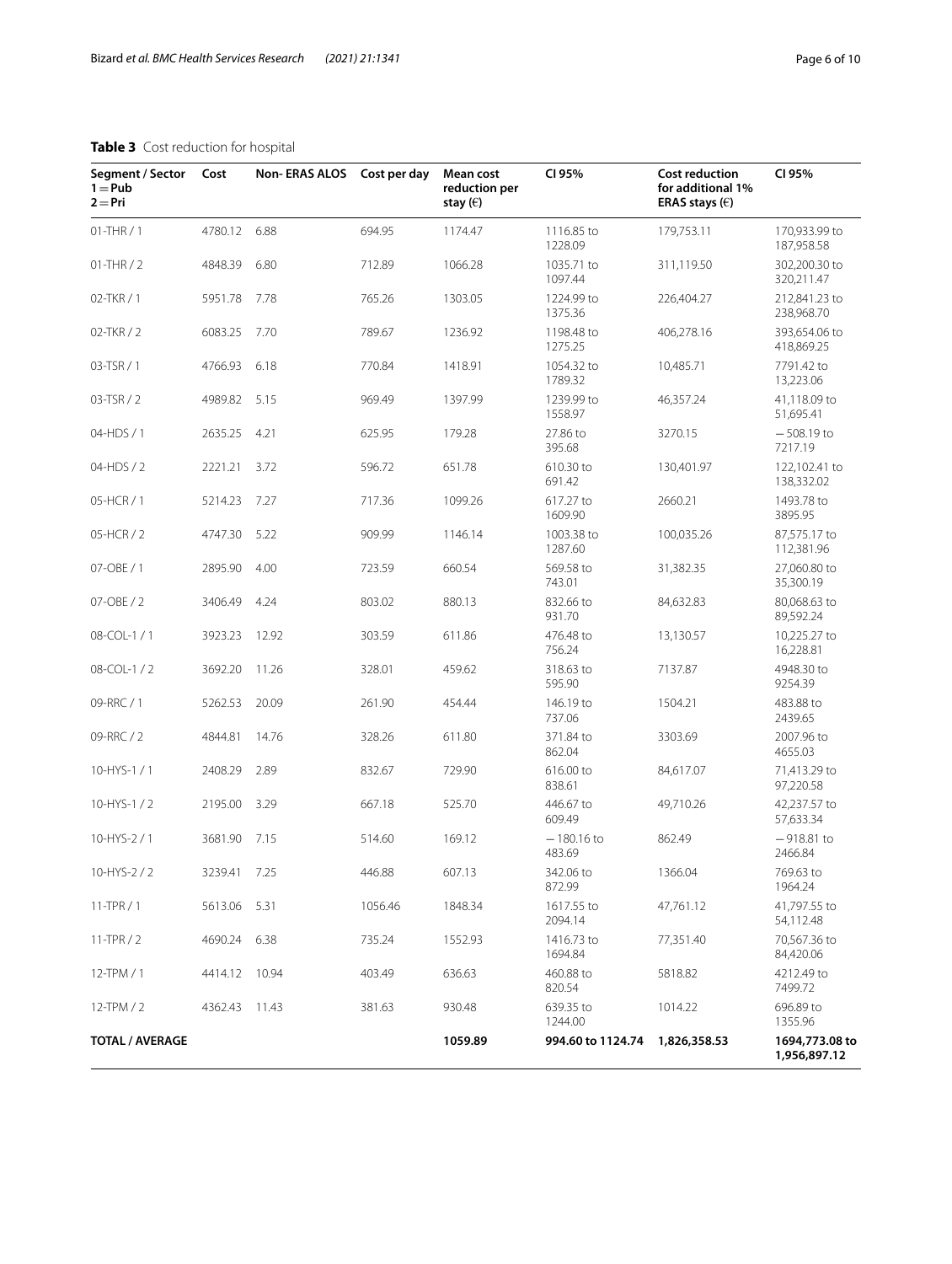**Table 3** Cost reduction for hospital

| Segment / Sector 1 = Pub 2 = Pri | Cost | Non- ERAS ALOS | Cost per day | Mean cost reduction per stay (€) | CI 95% | Cost reduction for additional 1% ERAS stays (€) | CI 95% |
|---|---|---|---|---|---|---|---|
| 01-THR / 1 | 4780.12 | 6.88 | 694.95 | 1174.47 | 1116.85 to 1228.09 | 179,753.11 | 170,933.99 to 187,958.58 |
| 01-THR / 2 | 4848.39 | 6.80 | 712.89 | 1066.28 | 1035.71 to 1097.44 | 311,119.50 | 302,200.30 to 320,211.47 |
| 02-TKR / 1 | 5951.78 | 7.78 | 765.26 | 1303.05 | 1224.99 to 1375.36 | 226,404.27 | 212,841.23 to 238,968.70 |
| 02-TKR / 2 | 6083.25 | 7.70 | 789.67 | 1236.92 | 1198.48 to 1275.25 | 406,278.16 | 393,654.06 to 418,869.25 |
| 03-TSR / 1 | 4766.93 | 6.18 | 770.84 | 1418.91 | 1054.32 to 1789.32 | 10,485.71 | 7791.42 to 13,223.06 |
| 03-TSR / 2 | 4989.82 | 5.15 | 969.49 | 1397.99 | 1239.99 to 1558.97 | 46,357.24 | 41,118.09 to 51,695.41 |
| 04-HDS / 1 | 2635.25 | 4.21 | 625.95 | 179.28 | 27.86 to 395.68 | 3270.15 | −508.19 to 7217.19 |
| 04-HDS / 2 | 2221.21 | 3.72 | 596.72 | 651.78 | 610.30 to 691.42 | 130,401.97 | 122,102.41 to 138,332.02 |
| 05-HCR / 1 | 5214.23 | 7.27 | 717.36 | 1099.26 | 617.27 to 1609.90 | 2660.21 | 1493.78 to 3895.95 |
| 05-HCR / 2 | 4747.30 | 5.22 | 909.99 | 1146.14 | 1003.38 to 1287.60 | 100,035.26 | 87,575.17 to 112,381.96 |
| 07-OBE / 1 | 2895.90 | 4.00 | 723.59 | 660.54 | 569.58 to 743.01 | 31,382.35 | 27,060.80 to 35,300.19 |
| 07-OBE / 2 | 3406.49 | 4.24 | 803.02 | 880.13 | 832.66 to 931.70 | 84,632.83 | 80,068.63 to 89,592.24 |
| 08-COL-1 / 1 | 3923.23 | 12.92 | 303.59 | 611.86 | 476.48 to 756.24 | 13,130.57 | 10,225.27 to 16,228.81 |
| 08-COL-1 / 2 | 3692.20 | 11.26 | 328.01 | 459.62 | 318.63 to 595.90 | 7137.87 | 4948.30 to 9254.39 |
| 09-RRC / 1 | 5262.53 | 20.09 | 261.90 | 454.44 | 146.19 to 737.06 | 1504.21 | 483.88 to 2439.65 |
| 09-RRC / 2 | 4844.81 | 14.76 | 328.26 | 611.80 | 371.84 to 862.04 | 3303.69 | 2007.96 to 4655.03 |
| 10-HYS-1 / 1 | 2408.29 | 2.89 | 832.67 | 729.90 | 616.00 to 838.61 | 84,617.07 | 71,413.29 to 97,220.58 |
| 10-HYS-1 / 2 | 2195.00 | 3.29 | 667.18 | 525.70 | 446.67 to 609.49 | 49,710.26 | 42,237.57 to 57,633.34 |
| 10-HYS-2 / 1 | 3681.90 | 7.15 | 514.60 | 169.12 | −180.16 to 483.69 | 862.49 | −918.81 to 2466.84 |
| 10-HYS-2 / 2 | 3239.41 | 7.25 | 446.88 | 607.13 | 342.06 to 872.99 | 1366.04 | 769.63 to 1964.24 |
| 11-TPR / 1 | 5613.06 | 5.31 | 1056.46 | 1848.34 | 1617.55 to 2094.14 | 47,761.12 | 41,797.55 to 54,112.48 |
| 11-TPR / 2 | 4690.24 | 6.38 | 735.24 | 1552.93 | 1416.73 to 1694.84 | 77,351.40 | 70,567.36 to 84,420.06 |
| 12-TPM / 1 | 4414.12 | 10.94 | 403.49 | 636.63 | 460.88 to 820.54 | 5818.82 | 4212.49 to 7499.72 |
| 12-TPM / 2 | 4362.43 | 11.43 | 381.63 | 930.48 | 639.35 to 1244.00 | 1014.22 | 696.89 to 1355.96 |
| **TOTAL / AVERAGE** | | | | **1059.89** | **994.60 to 1124.74** | **1,826,358.53** | **1694,773.08 to 1,956,897.12** |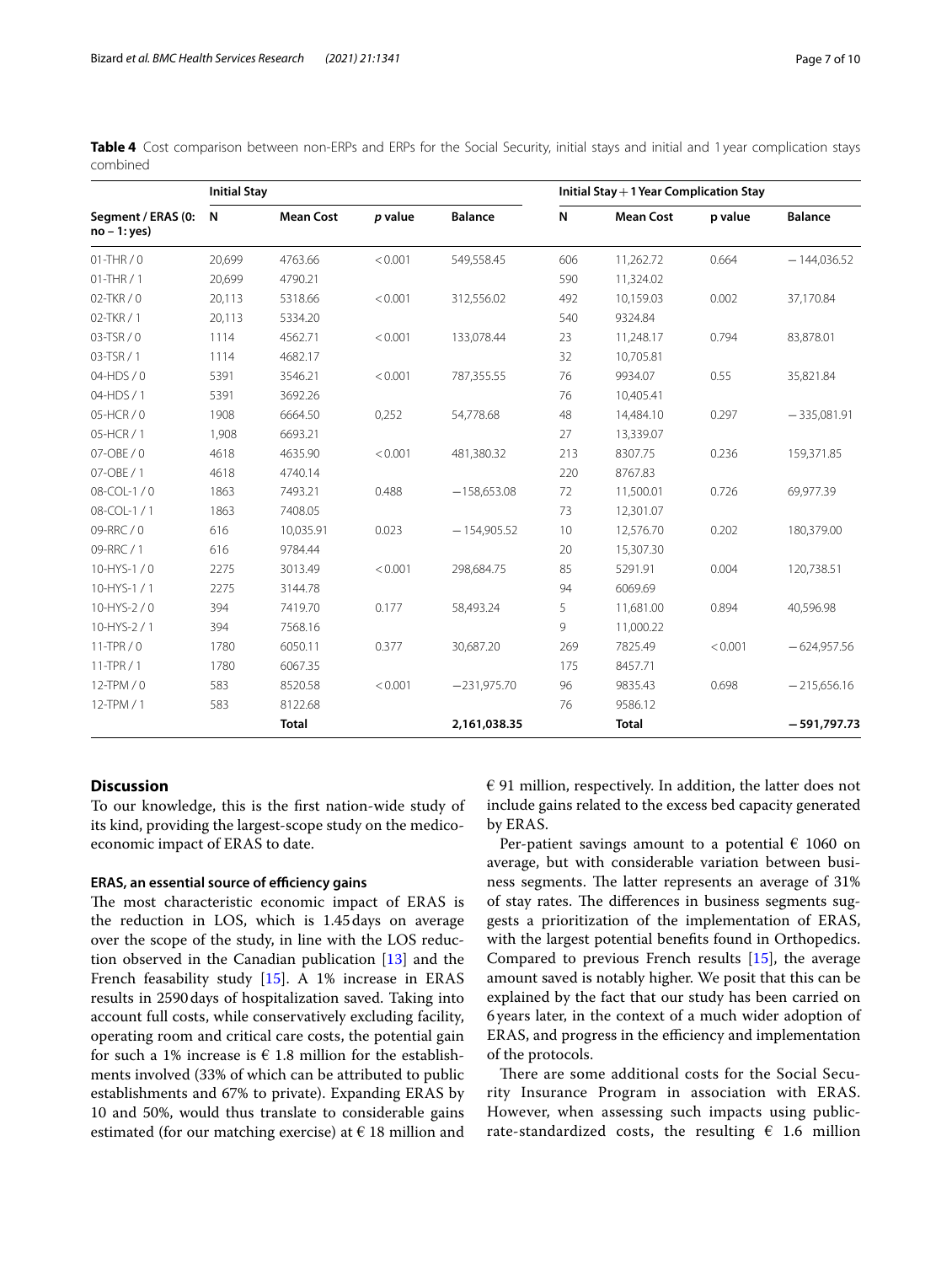**Table 4** Cost comparison between non-ERPs and ERPs for the Social Security, initial stays and initial and 1 year complication stays combined

| Segment / ERAS (0: no – 1: yes) | Initial Stay | | | | Initial Stay + 1 Year Complication Stay | | | |
|---|---|---|---|---|---|---|---|---|
| | N | Mean Cost | *p* value | Balance | N | Mean Cost | p value | Balance |
| 01-THR / 0 | 20,699 | 4763.66 | < 0.001 | 549,558.45 | 606 | 11,262.72 | 0.664 | − 144,036.52 |
| 01-THR / 1 | 20,699 | 4790.21 | | | 590 | 11,324.02 | | |
| 02-TKR / 0 | 20,113 | 5318.66 | < 0.001 | 312,556.02 | 492 | 10,159.03 | 0.002 | 37,170.84 |
| 02-TKR / 1 | 20,113 | 5334.20 | | | 540 | 9324.84 | | |
| 03-TSR / 0 | 1114 | 4562.71 | < 0.001 | 133,078.44 | 23 | 11,248.17 | 0.794 | 83,878.01 |
| 03-TSR / 1 | 1114 | 4682.17 | | | 32 | 10,705.81 | | |
| 04-HDS / 0 | 5391 | 3546.21 | < 0.001 | 787,355.55 | 76 | 9934.07 | 0.55 | 35,821.84 |
| 04-HDS / 1 | 5391 | 3692.26 | | | 76 | 10,405.41 | | |
| 05-HCR / 0 | 1908 | 6664.50 | 0,252 | 54,778.68 | 48 | 14,484.10 | 0.297 | − 335,081.91 |
| 05-HCR / 1 | 1,908 | 6693.21 | | | 27 | 13,339.07 | | |
| 07-OBE / 0 | 4618 | 4635.90 | < 0.001 | 481,380.32 | 213 | 8307.75 | 0.236 | 159,371.85 |
| 07-OBE / 1 | 4618 | 4740.14 | | | 220 | 8767.83 | | |
| 08-COL-1 / 0 | 1863 | 7493.21 | 0.488 | − 158,653.08 | 72 | 11,500.01 | 0.726 | 69,977.39 |
| 08-COL-1 / 1 | 1863 | 7408.05 | | | 73 | 12,301.07 | | |
| 09-RRC / 0 | 616 | 10,035.91 | 0.023 | − 154,905.52 | 10 | 12,576.70 | 0.202 | 180,379.00 |
| 09-RRC / 1 | 616 | 9784.44 | | | 20 | 15,307.30 | | |
| 10-HYS-1 / 0 | 2275 | 3013.49 | < 0.001 | 298,684.75 | 85 | 5291.91 | 0.004 | 120,738.51 |
| 10-HYS-1 / 1 | 2275 | 3144.78 | | | 94 | 6069.69 | | |
| 10-HYS-2 / 0 | 394 | 7419.70 | 0.177 | 58,493.24 | 5 | 11,681.00 | 0.894 | 40,596.98 |
| 10-HYS-2 / 1 | 394 | 7568.16 | | | 9 | 11,000.22 | | |
| 11-TPR / 0 | 1780 | 6050.11 | 0.377 | 30,687.20 | 269 | 7825.49 | < 0.001 | − 624,957.56 |
| 11-TPR / 1 | 1780 | 6067.35 | | | 175 | 8457.71 | | |
| 12-TPM / 0 | 583 | 8520.58 | < 0.001 | − 231,975.70 | 96 | 9835.43 | 0.698 | − 215,656.16 |
| 12-TPM / 1 | 583 | 8122.68 | | | 76 | 9586.12 | | |
| | | **Total** | | **2,161,038.35** | | **Total** | | **− 591,797.73** |

## Discussion

To our knowledge, this is the first nation-wide study of its kind, providing the largest-scope study on the medico-economic impact of ERAS to date.

### ERAS, an essential source of efficiency gains

The most characteristic economic impact of ERAS is the reduction in LOS, which is 1.45 days on average over the scope of the study, in line with the LOS reduction observed in the Canadian publication [13] and the French feasability study [15]. A 1% increase in ERAS results in 2590 days of hospitalization saved. Taking into account full costs, while conservatively excluding facility, operating room and critical care costs, the potential gain for such a 1% increase is € 1.8 million for the establishments involved (33% of which can be attributed to public establishments and 67% to private). Expanding ERAS by 10 and 50%, would thus translate to considerable gains estimated (for our matching exercise) at € 18 million and € 91 million, respectively. In addition, the latter does not include gains related to the excess bed capacity generated by ERAS.

Per-patient savings amount to a potential € 1060 on average, but with considerable variation between business segments. The latter represents an average of 31% of stay rates. The differences in business segments suggests a prioritization of the implementation of ERAS, with the largest potential benefits found in Orthopedics. Compared to previous French results [15], the average amount saved is notably higher. We posit that this can be explained by the fact that our study has been carried on 6 years later, in the context of a much wider adoption of ERAS, and progress in the efficiency and implementation of the protocols.

There are some additional costs for the Social Security Insurance Program in association with ERAS. However, when assessing such impacts using public-rate-standardized costs, the resulting € 1.6 million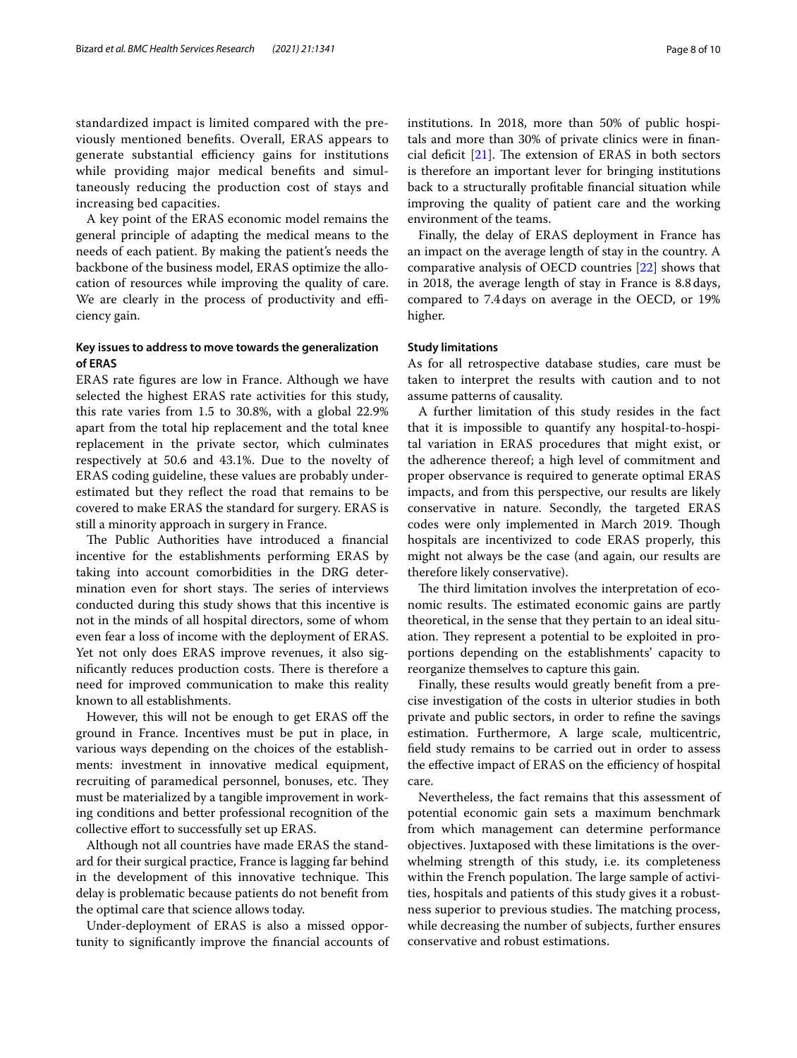standardized impact is limited compared with the previously mentioned benefits. Overall, ERAS appears to generate substantial efficiency gains for institutions while providing major medical benefits and simultaneously reducing the production cost of stays and increasing bed capacities.

A key point of the ERAS economic model remains the general principle of adapting the medical means to the needs of each patient. By making the patient's needs the backbone of the business model, ERAS optimize the allocation of resources while improving the quality of care. We are clearly in the process of productivity and efficiency gain.

### Key issues to address to move towards the generalization of ERAS

ERAS rate figures are low in France. Although we have selected the highest ERAS rate activities for this study, this rate varies from 1.5 to 30.8%, with a global 22.9% apart from the total hip replacement and the total knee replacement in the private sector, which culminates respectively at 50.6 and 43.1%. Due to the novelty of ERAS coding guideline, these values are probably underestimated but they reflect the road that remains to be covered to make ERAS the standard for surgery. ERAS is still a minority approach in surgery in France.

The Public Authorities have introduced a financial incentive for the establishments performing ERAS by taking into account comorbidities in the DRG determination even for short stays. The series of interviews conducted during this study shows that this incentive is not in the minds of all hospital directors, some of whom even fear a loss of income with the deployment of ERAS. Yet not only does ERAS improve revenues, it also significantly reduces production costs. There is therefore a need for improved communication to make this reality known to all establishments.

However, this will not be enough to get ERAS off the ground in France. Incentives must be put in place, in various ways depending on the choices of the establishments: investment in innovative medical equipment, recruiting of paramedical personnel, bonuses, etc. They must be materialized by a tangible improvement in working conditions and better professional recognition of the collective effort to successfully set up ERAS.

Although not all countries have made ERAS the standard for their surgical practice, France is lagging far behind in the development of this innovative technique. This delay is problematic because patients do not benefit from the optimal care that science allows today.

Under-deployment of ERAS is also a missed opportunity to significantly improve the financial accounts of institutions. In 2018, more than 50% of public hospitals and more than 30% of private clinics were in financial deficit [21]. The extension of ERAS in both sectors is therefore an important lever for bringing institutions back to a structurally profitable financial situation while improving the quality of patient care and the working environment of the teams.

Finally, the delay of ERAS deployment in France has an impact on the average length of stay in the country. A comparative analysis of OECD countries [22] shows that in 2018, the average length of stay in France is 8.8 days, compared to 7.4 days on average in the OECD, or 19% higher.

### Study limitations

As for all retrospective database studies, care must be taken to interpret the results with caution and to not assume patterns of causality.

A further limitation of this study resides in the fact that it is impossible to quantify any hospital-to-hospital variation in ERAS procedures that might exist, or the adherence thereof; a high level of commitment and proper observance is required to generate optimal ERAS impacts, and from this perspective, our results are likely conservative in nature. Secondly, the targeted ERAS codes were only implemented in March 2019. Though hospitals are incentivized to code ERAS properly, this might not always be the case (and again, our results are therefore likely conservative).

The third limitation involves the interpretation of economic results. The estimated economic gains are partly theoretical, in the sense that they pertain to an ideal situation. They represent a potential to be exploited in proportions depending on the establishments' capacity to reorganize themselves to capture this gain.

Finally, these results would greatly benefit from a precise investigation of the costs in ulterior studies in both private and public sectors, in order to refine the savings estimation. Furthermore, A large scale, multicentric, field study remains to be carried out in order to assess the effective impact of ERAS on the efficiency of hospital care.

Nevertheless, the fact remains that this assessment of potential economic gain sets a maximum benchmark from which management can determine performance objectives. Juxtaposed with these limitations is the overwhelming strength of this study, i.e. its completeness within the French population. The large sample of activities, hospitals and patients of this study gives it a robustness superior to previous studies. The matching process, while decreasing the number of subjects, further ensures conservative and robust estimations.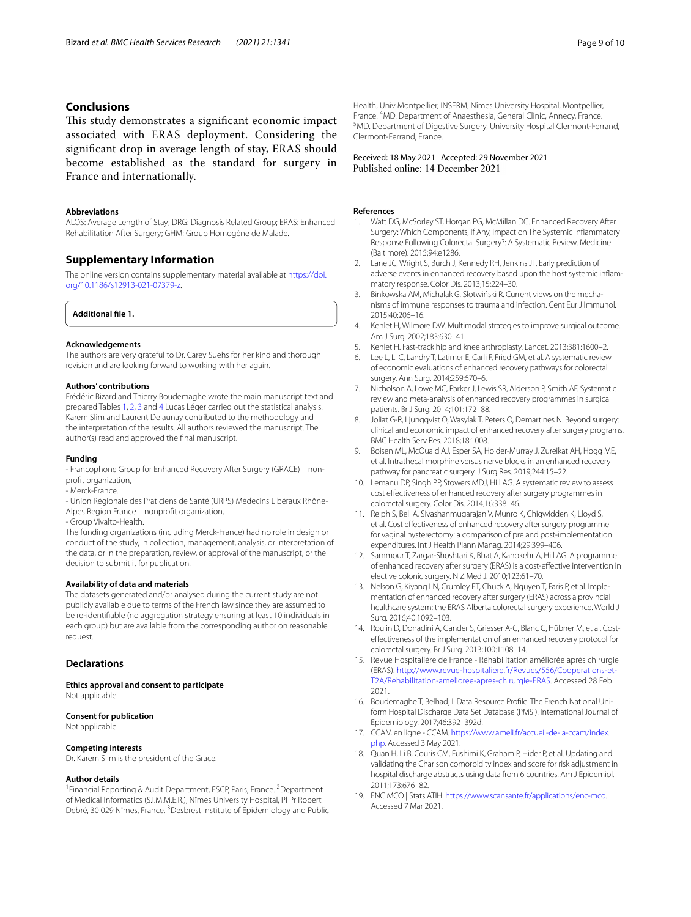## Conclusions

This study demonstrates a significant economic impact associated with ERAS deployment. Considering the significant drop in average length of stay, ERAS should become established as the standard for surgery in France and internationally.

### Abbreviations

ALOS: Average Length of Stay; DRG: Diagnosis Related Group; ERAS: Enhanced Rehabilitation After Surgery; GHM: Group Homogène de Malade.

## Supplementary Information

The online version contains supplementary material available at https://doi.org/10.1186/s12913-021-07379-z.

**Additional file 1.**

### Acknowledgements

The authors are very grateful to Dr. Carey Suehs for her kind and thorough revision and are looking forward to working with her again.

### Authors' contributions

Frédéric Bizard and Thierry Boudemaghe wrote the main manuscript text and prepared Tables 1, 2, 3 and 4 Lucas Léger carried out the statistical analysis. Karem Slim and Laurent Delaunay contributed to the methodology and the interpretation of the results. All authors reviewed the manuscript. The author(s) read and approved the final manuscript.

### Funding

- Francophone Group for Enhanced Recovery After Surgery (GRACE) – non-profit organization,
- Merck-France.
- Union Régionale des Praticiens de Santé (URPS) Médecins Libéraux Rhône-Alpes Region France – nonprofit organization,
- Group Vivalto-Health.

The funding organizations (including Merck-France) had no role in design or conduct of the study, in collection, management, analysis, or interpretation of the data, or in the preparation, review, or approval of the manuscript, or the decision to submit it for publication.

### Availability of data and materials

The datasets generated and/or analysed during the current study are not publicly available due to terms of the French law since they are assumed to be re-identifiable (no aggregation strategy ensuring at least 10 individuals in each group) but are available from the corresponding author on reasonable request.

## Declarations

### Ethics approval and consent to participate

Not applicable.

### Consent for publication

Not applicable.

### Competing interests

Dr. Karem Slim is the president of the Grace.

### Author details

[1]Financial Reporting & Audit Department, ESCP, Paris, France. [2]Department of Medical Informatics (S.I.M.M.E.R.), Nîmes University Hospital, Pl Pr Robert Debré, 30 029 Nîmes, France. [3]Desbrest Institute of Epidemiology and Public Health, Univ Montpellier, INSERM, Nîmes University Hospital, Montpellier, France. [4]MD. Department of Anaesthesia, General Clinic, Annecy, France. [5]MD. Department of Digestive Surgery, University Hospital Clermont-Ferrand, Clermont-Ferrand, France.

Received: 18 May 2021 Accepted: 29 November 2021
Published online: 14 December 2021

### References

1. Watt DG, McSorley ST, Horgan PG, McMillan DC. Enhanced Recovery After Surgery: Which Components, If Any, Impact on The Systemic Inflammatory Response Following Colorectal Surgery?: A Systematic Review. Medicine (Baltimore). 2015;94:e1286.
2. Lane JC, Wright S, Burch J, Kennedy RH, Jenkins JT. Early prediction of adverse events in enhanced recovery based upon the host systemic inflammatory response. Color Dis. 2013;15:224–30.
3. Binkowska AM, Michalak G, Słotwiński R. Current views on the mechanisms of immune responses to trauma and infection. Cent Eur J Immunol. 2015;40:206–16.
4. Kehlet H, Wilmore DW. Multimodal strategies to improve surgical outcome. Am J Surg. 2002;183:630–41.
5. Kehlet H. Fast-track hip and knee arthroplasty. Lancet. 2013;381:1600–2.
6. Lee L, Li C, Landry T, Latimer E, Carli F, Fried GM, et al. A systematic review of economic evaluations of enhanced recovery pathways for colorectal surgery. Ann Surg. 2014;259:670–6.
7. Nicholson A, Lowe MC, Parker J, Lewis SR, Alderson P, Smith AF. Systematic review and meta-analysis of enhanced recovery programmes in surgical patients. Br J Surg. 2014;101:172–88.
8. Joliat G-R, Ljungqvist O, Wasylak T, Peters O, Demartines N. Beyond surgery: clinical and economic impact of enhanced recovery after surgery programs. BMC Health Serv Res. 2018;18:1008.
9. Boisen ML, McQuaid AJ, Esper SA, Holder-Murray J, Zureikat AH, Hogg ME, et al. Intrathecal morphine versus nerve blocks in an enhanced recovery pathway for pancreatic surgery. J Surg Res. 2019;244:15–22.
10. Lemanu DP, Singh PP, Stowers MDJ, Hill AG. A systematic review to assess cost effectiveness of enhanced recovery after surgery programmes in colorectal surgery. Color Dis. 2014;16:338–46.
11. Relph S, Bell A, Sivashanmugarajan V, Munro K, Chigwidden K, Lloyd S, et al. Cost effectiveness of enhanced recovery after surgery programme for vaginal hysterectomy: a comparison of pre and post-implementation expenditures. Int J Health Plann Manag. 2014;29:399–406.
12. Sammour T, Zargar-Shoshtari K, Bhat A, Kahokehr A, Hill AG. A programme of enhanced recovery after surgery (ERAS) is a cost-effective intervention in elective colonic surgery. N Z Med J. 2010;123:61–70.
13. Nelson G, Kiyang LN, Crumley ET, Chuck A, Nguyen T, Faris P, et al. Implementation of enhanced recovery after surgery (ERAS) across a provincial healthcare system: the ERAS Alberta colorectal surgery experience. World J Surg. 2016;40:1092–103.
14. Roulin D, Donadini A, Gander S, Griesser A-C, Blanc C, Hübner M, et al. Cost-effectiveness of the implementation of an enhanced recovery protocol for colorectal surgery. Br J Surg. 2013;100:1108–14.
15. Revue Hospitalière de France - Réhabilitation améliorée après chirurgie (ERAS). http://www.revue-hospitaliere.fr/Revues/556/Cooperations-et-T2A/Rehabilitation-amelioree-apres-chirurgie-ERAS. Accessed 28 Feb 2021.
16. Boudemaghe T, Belhadj I. Data Resource Profile: The French National Uniform Hospital Discharge Data Set Database (PMSI). International Journal of Epidemiology. 2017;46:392–392d.
17. CCAM en ligne - CCAM. https://www.ameli.fr/accueil-de-la-ccam/index.php. Accessed 3 May 2021.
18. Quan H, Li B, Couris CM, Fushimi K, Graham P, Hider P, et al. Updating and validating the Charlson comorbidity index and score for risk adjustment in hospital discharge abstracts using data from 6 countries. Am J Epidemiol. 2011;173:676–82.
19. ENC MCO | Stats ATIH. https://www.scansante.fr/applications/enc-mco. Accessed 7 Mar 2021.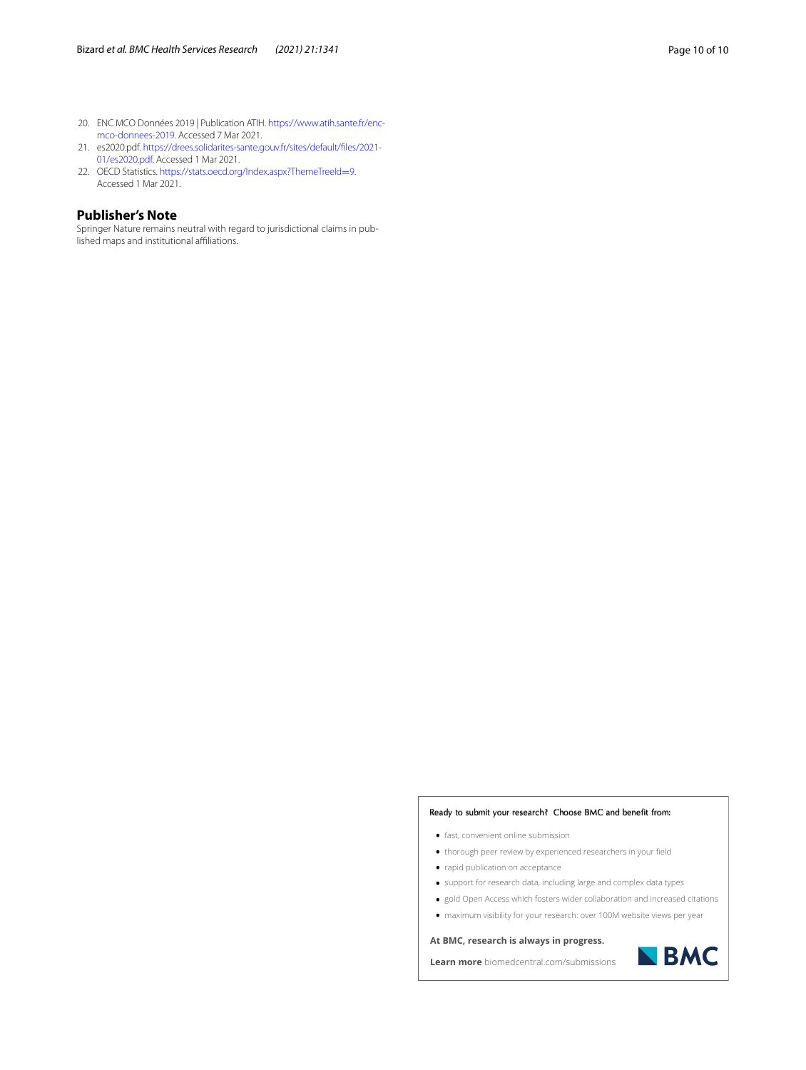20. ENC MCO Données 2019 | Publication ATIH. https://www.atih.sante.fr/enc-mco-donnees-2019. Accessed 7 Mar 2021.
21. es2020.pdf. https://drees.solidarites-sante.gouv.fr/sites/default/files/2021-01/es2020.pdf. Accessed 1 Mar 2021.
22. OECD Statistics. https://stats.oecd.org/Index.aspx?ThemeTreeId=9. Accessed 1 Mar 2021.

## Publisher's Note

Springer Nature remains neutral with regard to jurisdictional claims in published maps and institutional affiliations.

Ready to submit your research? Choose BMC and benefit from:

- fast, convenient online submission
- thorough peer review by experienced researchers in your field
- rapid publication on acceptance
- support for research data, including large and complex data types
- gold Open Access which fosters wider collaboration and increased citations
- maximum visibility for your research: over 100M website views per year

**At BMC, research is always in progress.**

**Learn more** biomedcentral.com/submissions

BMC